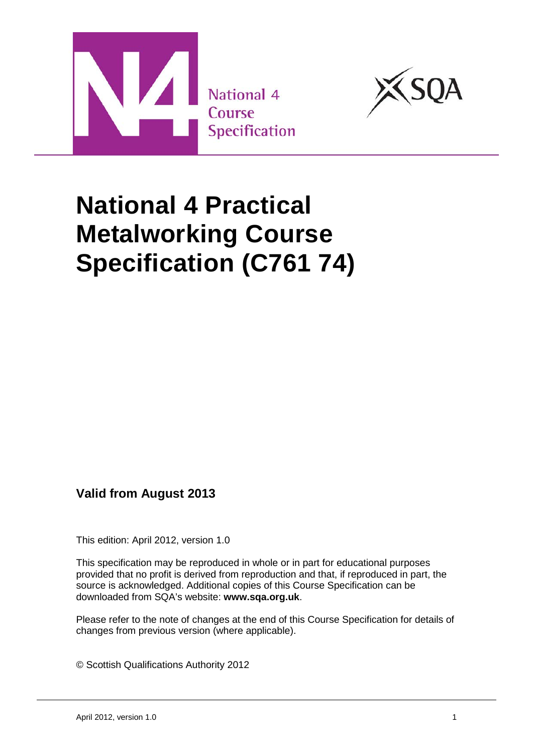National 4
Course
Specification

# National 4 Practical Metalworking Course Specification (C761 74)

**Valid from August 2013**

This edition: April 2012, version 1.0

This specification may be reproduced in whole or in part for educational purposes provided that no profit is derived from reproduction and that, if reproduced in part, the source is acknowledged. Additional copies of this Course Specification can be downloaded from SQA's website: **www.sqa.org.uk**.

Please refer to the note of changes at the end of this Course Specification for details of changes from previous version (where applicable).

© Scottish Qualifications Authority 2012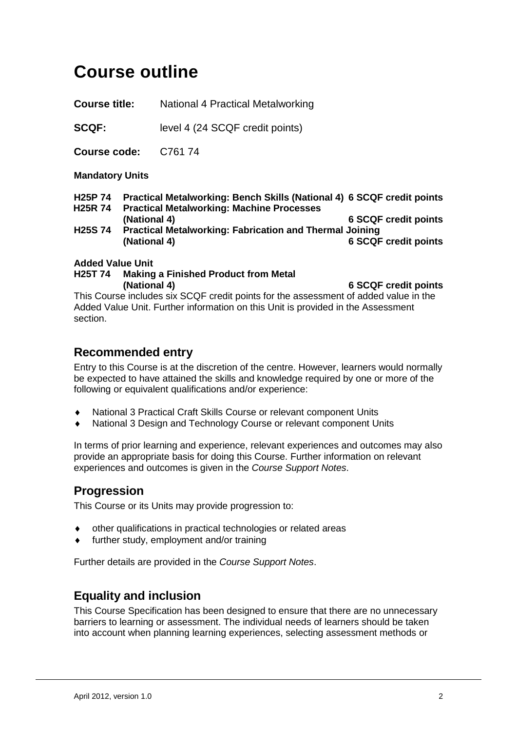# Course outline

**Course title:** National 4 Practical Metalworking

**SCQF:** level 4 (24 SCQF credit points)

**Course code:** C761 74

**Mandatory Units**

**H25P 74 Practical Metalworking: Bench Skills (National 4) 6 SCQF credit points**
**H25R 74 Practical Metalworking: Machine Processes (National 4) 6 SCQF credit points**
**H25S 74 Practical Metalworking: Fabrication and Thermal Joining (National 4) 6 SCQF credit points**

**Added Value Unit**
**H25T 74 Making a Finished Product from Metal (National 4) 6 SCQF credit points**

This Course includes six SCQF credit points for the assessment of added value in the Added Value Unit. Further information on this Unit is provided in the Assessment section.

## Recommended entry

Entry to this Course is at the discretion of the centre. However, learners would normally be expected to have attained the skills and knowledge required by one or more of the following or equivalent qualifications and/or experience:

- National 3 Practical Craft Skills Course or relevant component Units
- National 3 Design and Technology Course or relevant component Units

In terms of prior learning and experience, relevant experiences and outcomes may also provide an appropriate basis for doing this Course. Further information on relevant experiences and outcomes is given in the *Course Support Notes*.

## Progression

This Course or its Units may provide progression to:

- other qualifications in practical technologies or related areas
- further study, employment and/or training

Further details are provided in the *Course Support Notes*.

## Equality and inclusion

This Course Specification has been designed to ensure that there are no unnecessary barriers to learning or assessment. The individual needs of learners should be taken into account when planning learning experiences, selecting assessment methods or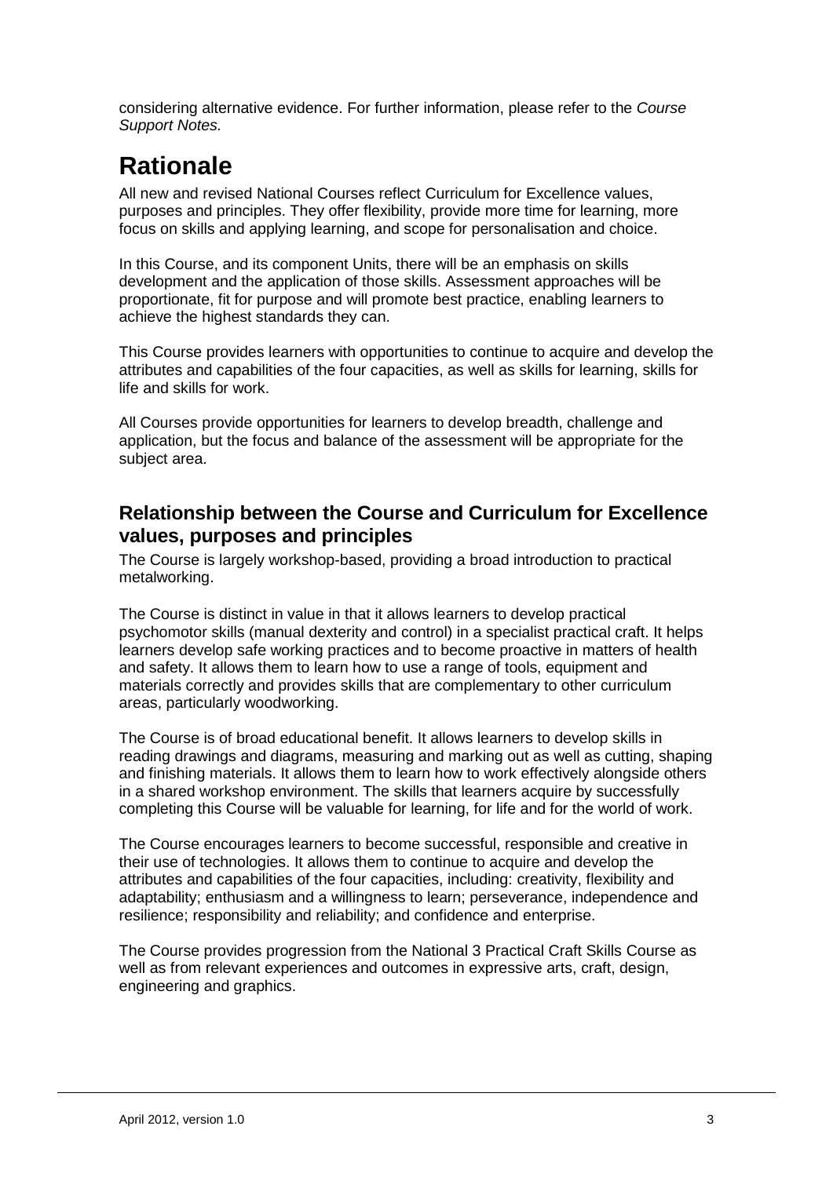considering alternative evidence. For further information, please refer to the *Course Support Notes.*

# Rationale

All new and revised National Courses reflect Curriculum for Excellence values, purposes and principles. They offer flexibility, provide more time for learning, more focus on skills and applying learning, and scope for personalisation and choice.

In this Course, and its component Units, there will be an emphasis on skills development and the application of those skills. Assessment approaches will be proportionate, fit for purpose and will promote best practice, enabling learners to achieve the highest standards they can.

This Course provides learners with opportunities to continue to acquire and develop the attributes and capabilities of the four capacities, as well as skills for learning, skills for life and skills for work.

All Courses provide opportunities for learners to develop breadth, challenge and application, but the focus and balance of the assessment will be appropriate for the subject area.

## Relationship between the Course and Curriculum for Excellence values, purposes and principles

The Course is largely workshop-based, providing a broad introduction to practical metalworking.

The Course is distinct in value in that it allows learners to develop practical psychomotor skills (manual dexterity and control) in a specialist practical craft. It helps learners develop safe working practices and to become proactive in matters of health and safety. It allows them to learn how to use a range of tools, equipment and materials correctly and provides skills that are complementary to other curriculum areas, particularly woodworking.

The Course is of broad educational benefit. It allows learners to develop skills in reading drawings and diagrams, measuring and marking out as well as cutting, shaping and finishing materials. It allows them to learn how to work effectively alongside others in a shared workshop environment. The skills that learners acquire by successfully completing this Course will be valuable for learning, for life and for the world of work.

The Course encourages learners to become successful, responsible and creative in their use of technologies. It allows them to continue to acquire and develop the attributes and capabilities of the four capacities, including: creativity, flexibility and adaptability; enthusiasm and a willingness to learn; perseverance, independence and resilience; responsibility and reliability; and confidence and enterprise.

The Course provides progression from the National 3 Practical Craft Skills Course as well as from relevant experiences and outcomes in expressive arts, craft, design, engineering and graphics.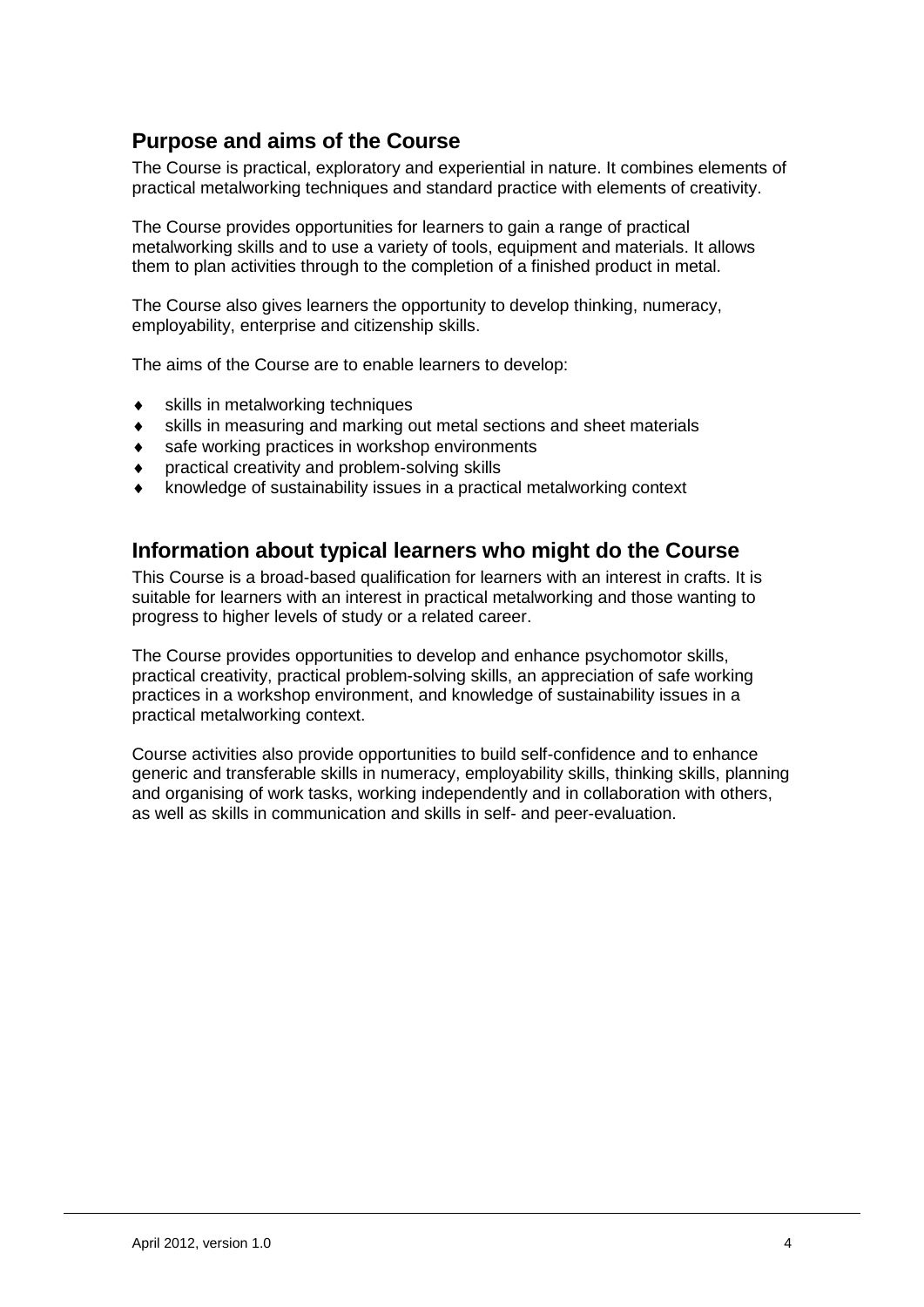## Purpose and aims of the Course

The Course is practical, exploratory and experiential in nature. It combines elements of practical metalworking techniques and standard practice with elements of creativity.

The Course provides opportunities for learners to gain a range of practical metalworking skills and to use a variety of tools, equipment and materials. It allows them to plan activities through to the completion of a finished product in metal.

The Course also gives learners the opportunity to develop thinking, numeracy, employability, enterprise and citizenship skills.

The aims of the Course are to enable learners to develop:

- skills in metalworking techniques
- skills in measuring and marking out metal sections and sheet materials
- safe working practices in workshop environments
- practical creativity and problem-solving skills
- knowledge of sustainability issues in a practical metalworking context

## Information about typical learners who might do the Course

This Course is a broad-based qualification for learners with an interest in crafts. It is suitable for learners with an interest in practical metalworking and those wanting to progress to higher levels of study or a related career.

The Course provides opportunities to develop and enhance psychomotor skills, practical creativity, practical problem-solving skills, an appreciation of safe working practices in a workshop environment, and knowledge of sustainability issues in a practical metalworking context.

Course activities also provide opportunities to build self-confidence and to enhance generic and transferable skills in numeracy, employability skills, thinking skills, planning and organising of work tasks, working independently and in collaboration with others, as well as skills in communication and skills in self- and peer-evaluation.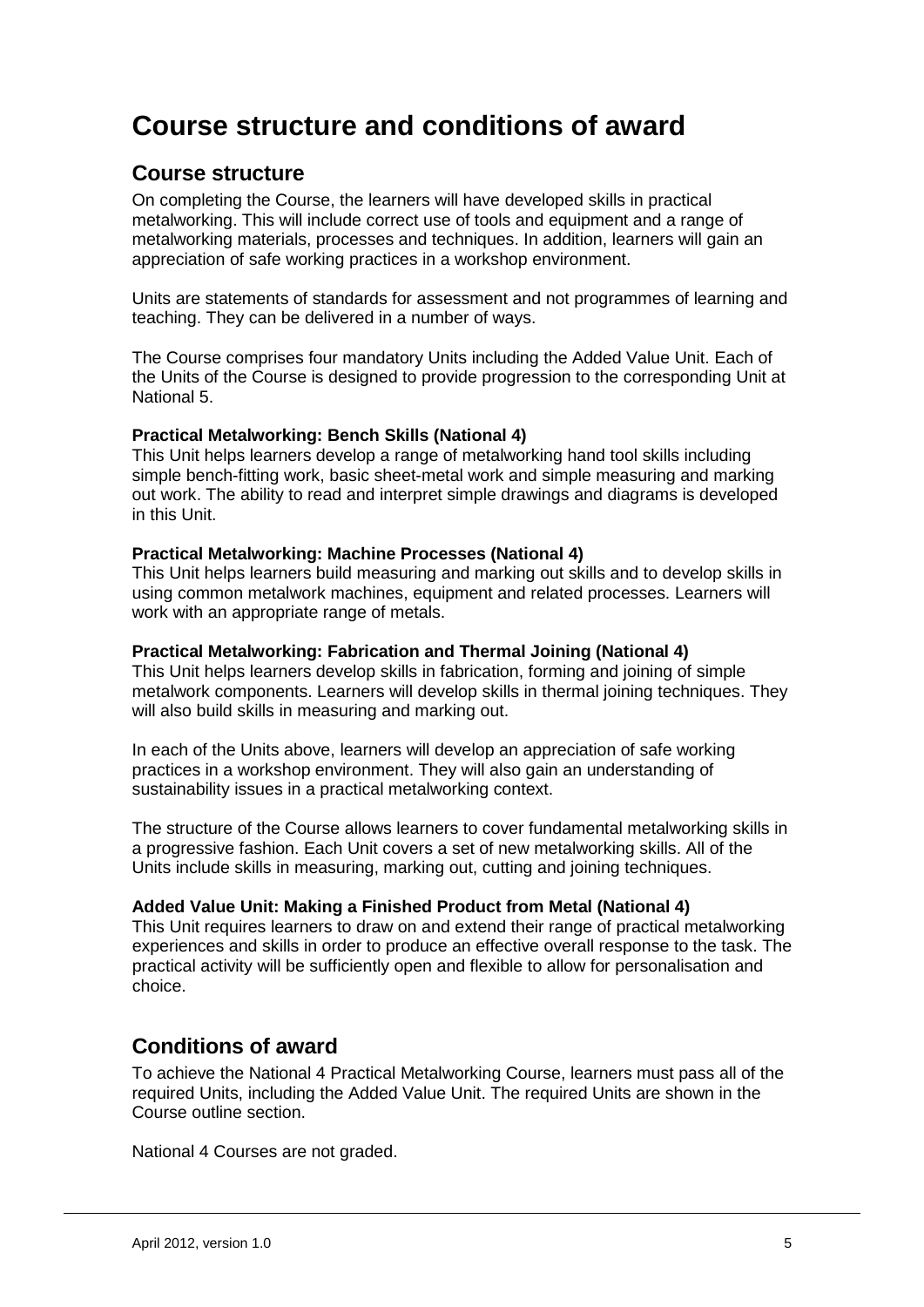# Course structure and conditions of award

## Course structure

On completing the Course, the learners will have developed skills in practical metalworking. This will include correct use of tools and equipment and a range of metalworking materials, processes and techniques. In addition, learners will gain an appreciation of safe working practices in a workshop environment.

Units are statements of standards for assessment and not programmes of learning and teaching. They can be delivered in a number of ways.

The Course comprises four mandatory Units including the Added Value Unit. Each of the Units of the Course is designed to provide progression to the corresponding Unit at National 5.

**Practical Metalworking: Bench Skills (National 4)**
This Unit helps learners develop a range of metalworking hand tool skills including simple bench-fitting work, basic sheet-metal work and simple measuring and marking out work. The ability to read and interpret simple drawings and diagrams is developed in this Unit.

**Practical Metalworking: Machine Processes (National 4)**
This Unit helps learners build measuring and marking out skills and to develop skills in using common metalwork machines, equipment and related processes. Learners will work with an appropriate range of metals.

**Practical Metalworking: Fabrication and Thermal Joining (National 4)**
This Unit helps learners develop skills in fabrication, forming and joining of simple metalwork components. Learners will develop skills in thermal joining techniques. They will also build skills in measuring and marking out.

In each of the Units above, learners will develop an appreciation of safe working practices in a workshop environment. They will also gain an understanding of sustainability issues in a practical metalworking context.

The structure of the Course allows learners to cover fundamental metalworking skills in a progressive fashion. Each Unit covers a set of new metalworking skills. All of the Units include skills in measuring, marking out, cutting and joining techniques.

**Added Value Unit: Making a Finished Product from Metal (National 4)**
This Unit requires learners to draw on and extend their range of practical metalworking experiences and skills in order to produce an effective overall response to the task. The practical activity will be sufficiently open and flexible to allow for personalisation and choice.

## Conditions of award

To achieve the National 4 Practical Metalworking Course, learners must pass all of the required Units, including the Added Value Unit. The required Units are shown in the Course outline section.

National 4 Courses are not graded.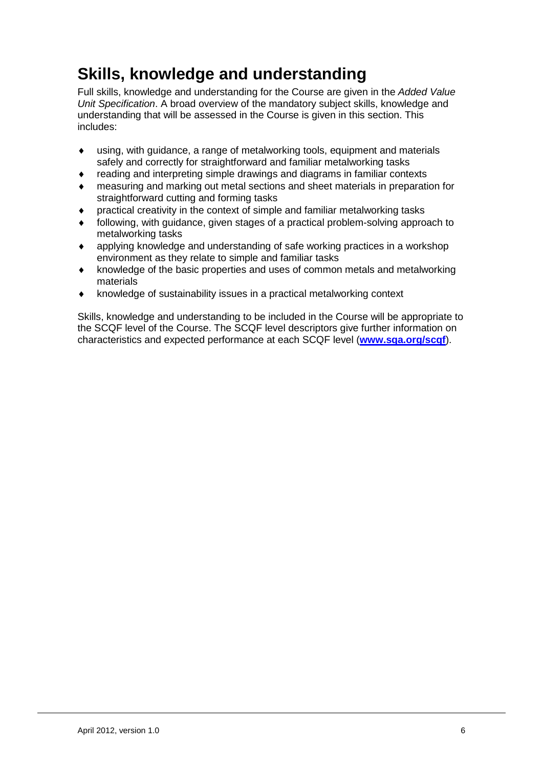# Skills, knowledge and understanding

Full skills, knowledge and understanding for the Course are given in the *Added Value Unit Specification*. A broad overview of the mandatory subject skills, knowledge and understanding that will be assessed in the Course is given in this section. This includes:

- using, with guidance, a range of metalworking tools, equipment and materials safely and correctly for straightforward and familiar metalworking tasks
- reading and interpreting simple drawings and diagrams in familiar contexts
- measuring and marking out metal sections and sheet materials in preparation for straightforward cutting and forming tasks
- practical creativity in the context of simple and familiar metalworking tasks
- following, with guidance, given stages of a practical problem-solving approach to metalworking tasks
- applying knowledge and understanding of safe working practices in a workshop environment as they relate to simple and familiar tasks
- knowledge of the basic properties and uses of common metals and metalworking materials
- knowledge of sustainability issues in a practical metalworking context

Skills, knowledge and understanding to be included in the Course will be appropriate to the SCQF level of the Course. The SCQF level descriptors give further information on characteristics and expected performance at each SCQF level (**www.sqa.org/scqf**).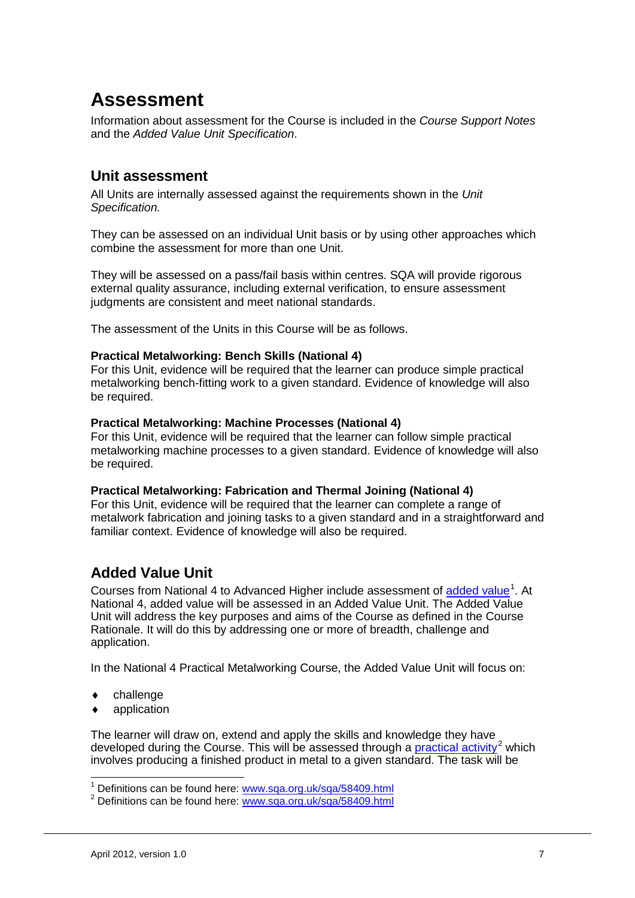# Assessment

Information about assessment for the Course is included in the *Course Support Notes* and the *Added Value Unit Specification*.

## Unit assessment

All Units are internally assessed against the requirements shown in the *Unit Specification.*

They can be assessed on an individual Unit basis or by using other approaches which combine the assessment for more than one Unit.

They will be assessed on a pass/fail basis within centres. SQA will provide rigorous external quality assurance, including external verification, to ensure assessment judgments are consistent and meet national standards.

The assessment of the Units in this Course will be as follows.

**Practical Metalworking: Bench Skills (National 4)**
For this Unit, evidence will be required that the learner can produce simple practical metalworking bench-fitting work to a given standard. Evidence of knowledge will also be required.

**Practical Metalworking: Machine Processes (National 4)**
For this Unit, evidence will be required that the learner can follow simple practical metalworking machine processes to a given standard. Evidence of knowledge will also be required.

**Practical Metalworking: Fabrication and Thermal Joining (National 4)**
For this Unit, evidence will be required that the learner can complete a range of metalwork fabrication and joining tasks to a given standard and in a straightforward and familiar context. Evidence of knowledge will also be required.

## Added Value Unit

Courses from National 4 to Advanced Higher include assessment of added value[1]. At National 4, added value will be assessed in an Added Value Unit. The Added Value Unit will address the key purposes and aims of the Course as defined in the Course Rationale. It will do this by addressing one or more of breadth, challenge and application.

In the National 4 Practical Metalworking Course, the Added Value Unit will focus on:

- challenge
- application

The learner will draw on, extend and apply the skills and knowledge they have developed during the Course. This will be assessed through a practical activity[2] which involves producing a finished product in metal to a given standard. The task will be

[1] Definitions can be found here: www.sqa.org.uk/sqa/58409.html
[2] Definitions can be found here: www.sqa.org.uk/sqa/58409.html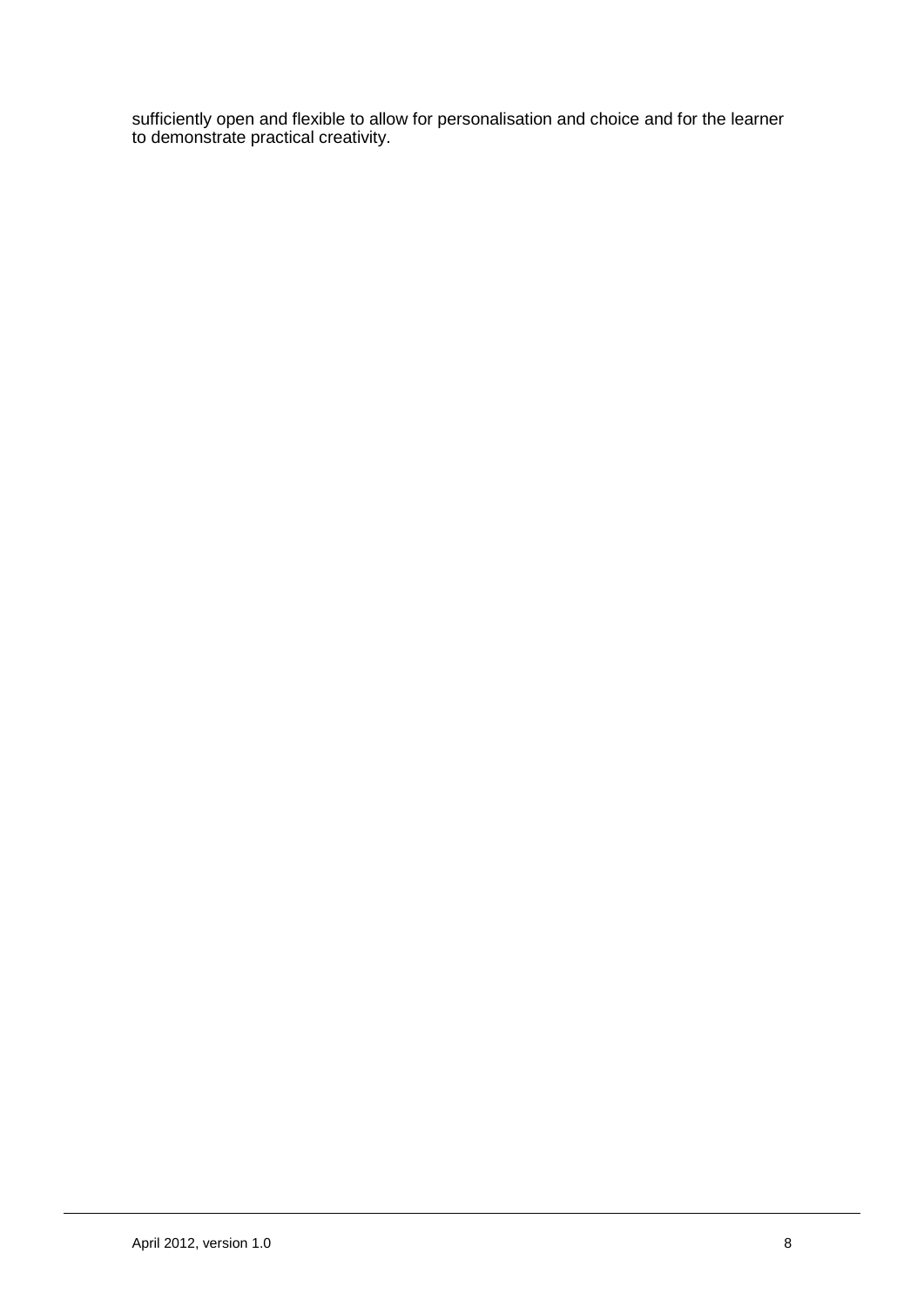sufficiently open and flexible to allow for personalisation and choice and for the learner to demonstrate practical creativity.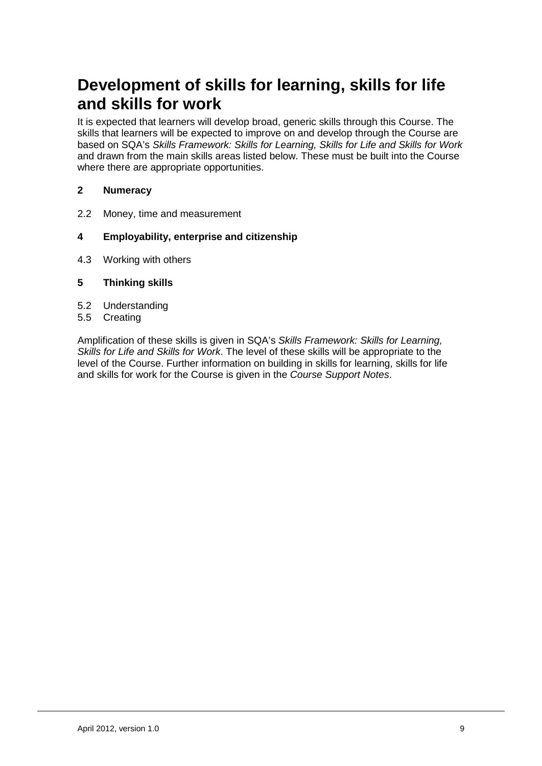# Development of skills for learning, skills for life and skills for work

It is expected that learners will develop broad, generic skills through this Course. The skills that learners will be expected to improve on and develop through the Course are based on SQA's *Skills Framework: Skills for Learning, Skills for Life and Skills for Work* and drawn from the main skills areas listed below. These must be built into the Course where there are appropriate opportunities.

**2 Numeracy**

2.2 Money, time and measurement

**4 Employability, enterprise and citizenship**

4.3 Working with others

**5 Thinking skills**

5.2 Understanding
5.5 Creating

Amplification of these skills is given in SQA's *Skills Framework: Skills for Learning, Skills for Life and Skills for Work*. The level of these skills will be appropriate to the level of the Course. Further information on building in skills for learning, skills for life and skills for work for the Course is given in the *Course Support Notes*.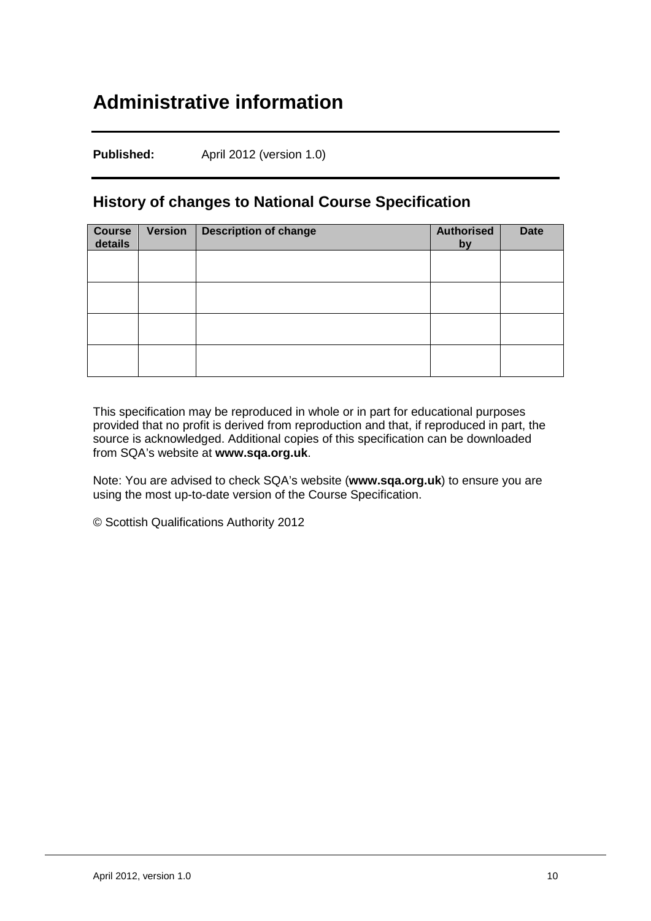# Administrative information

**Published:** April 2012 (version 1.0)

## History of changes to National Course Specification

| Course details | Version | Description of change | Authorised by | Date |
|---|---|---|---|---|
| | | | | |
| | | | | |
| | | | | |
| | | | | |

This specification may be reproduced in whole or in part for educational purposes provided that no profit is derived from reproduction and that, if reproduced in part, the source is acknowledged. Additional copies of this specification can be downloaded from SQA's website at **www.sqa.org.uk**.

Note: You are advised to check SQA's website (**www.sqa.org.uk**) to ensure you are using the most up-to-date version of the Course Specification.

© Scottish Qualifications Authority 2012